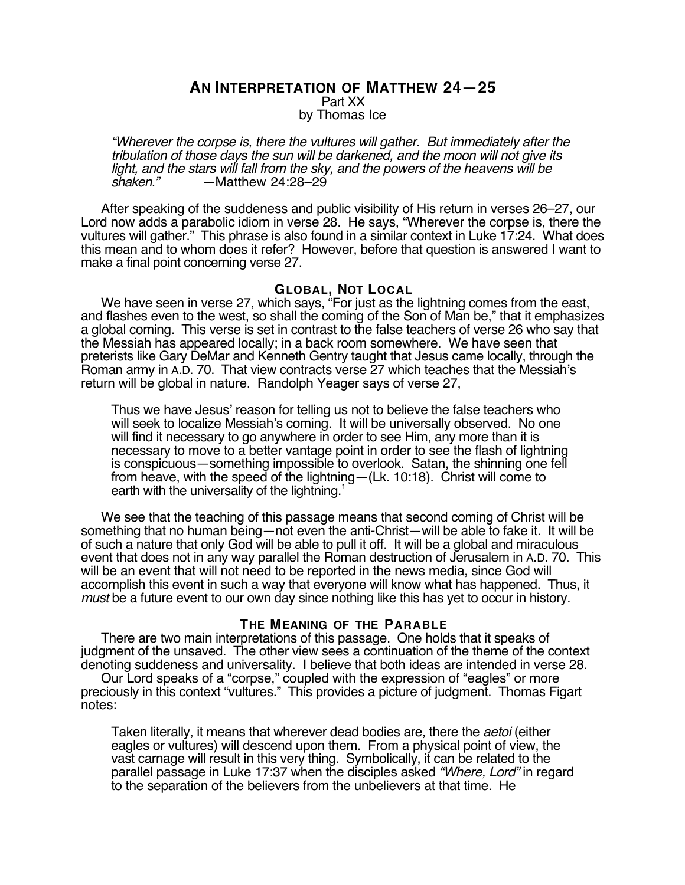# An Interpretation of Matthew 24—25

Part XX

by Thomas Ice

> *"Wherever the corpse is, there the vultures will gather. But immediately after the tribulation of those days the sun will be darkened, and the moon will not give its light, and the stars will fall from the sky, and the powers of the heavens will be shaken."* —Matthew 24:28–29

After speaking of the suddenness and public visibility of His return in verses 26–27, our Lord now adds a parabolic idiom in verse 28. He says, "Wherever the corpse is, there the vultures will gather." This phrase is also found in a similar context in Luke 17:24. What does this mean and to whom does it refer? However, before that question is answered I want to make a final point concerning verse 27.

## Global, Not Local

We have seen in verse 27, which says, "For just as the lightning comes from the east, and flashes even to the west, so shall the coming of the Son of Man be," that it emphasizes a global coming. This verse is set in contrast to the false teachers of verse 26 who say that the Messiah has appeared locally; in a back room somewhere. We have seen that preterists like Gary DeMar and Kenneth Gentry taught that Jesus came locally, through the Roman army in A.D. 70. That view contracts verse 27 which teaches that the Messiah's return will be global in nature. Randolph Yeager says of verse 27,

> Thus we have Jesus' reason for telling us not to believe the false teachers who will seek to localize Messiah's coming. It will be universally observed. No one will find it necessary to go anywhere in order to see Him, any more than it is necessary to move to a better vantage point in order to see the flash of lightning is conspicuous—something impossible to overlook. Satan, the shinning one fell from heave, with the speed of the lightning—(Lk. 10:18). Christ will come to earth with the universality of the lightning.[1]

We see that the teaching of this passage means that second coming of Christ will be something that no human being—not even the anti-Christ—will be able to fake it. It will be of such a nature that only God will be able to pull it off. It will be a global and miraculous event that does not in any way parallel the Roman destruction of Jerusalem in A.D. 70. This will be an event that will not need to be reported in the news media, since God will accomplish this event in such a way that everyone will know what has happened. Thus, it *must* be a future event to our own day since nothing like this has yet to occur in history.

## The Meaning of the Parable

There are two main interpretations of this passage. One holds that it speaks of judgment of the unsaved. The other view sees a continuation of the theme of the context denoting suddeness and universality. I believe that both ideas are intended in verse 28.

Our Lord speaks of a "corpse," coupled with the expression of "eagles" or more preciously in this context "vultures." This provides a picture of judgment. Thomas Figart notes:

> Taken literally, it means that wherever dead bodies are, there the *aetoi* (either eagles or vultures) will descend upon them. From a physical point of view, the vast carnage will result in this very thing. Symbolically, it can be related to the parallel passage in Luke 17:37 when the disciples asked *"Where, Lord"* in regard to the separation of the believers from the unbelievers at that time. He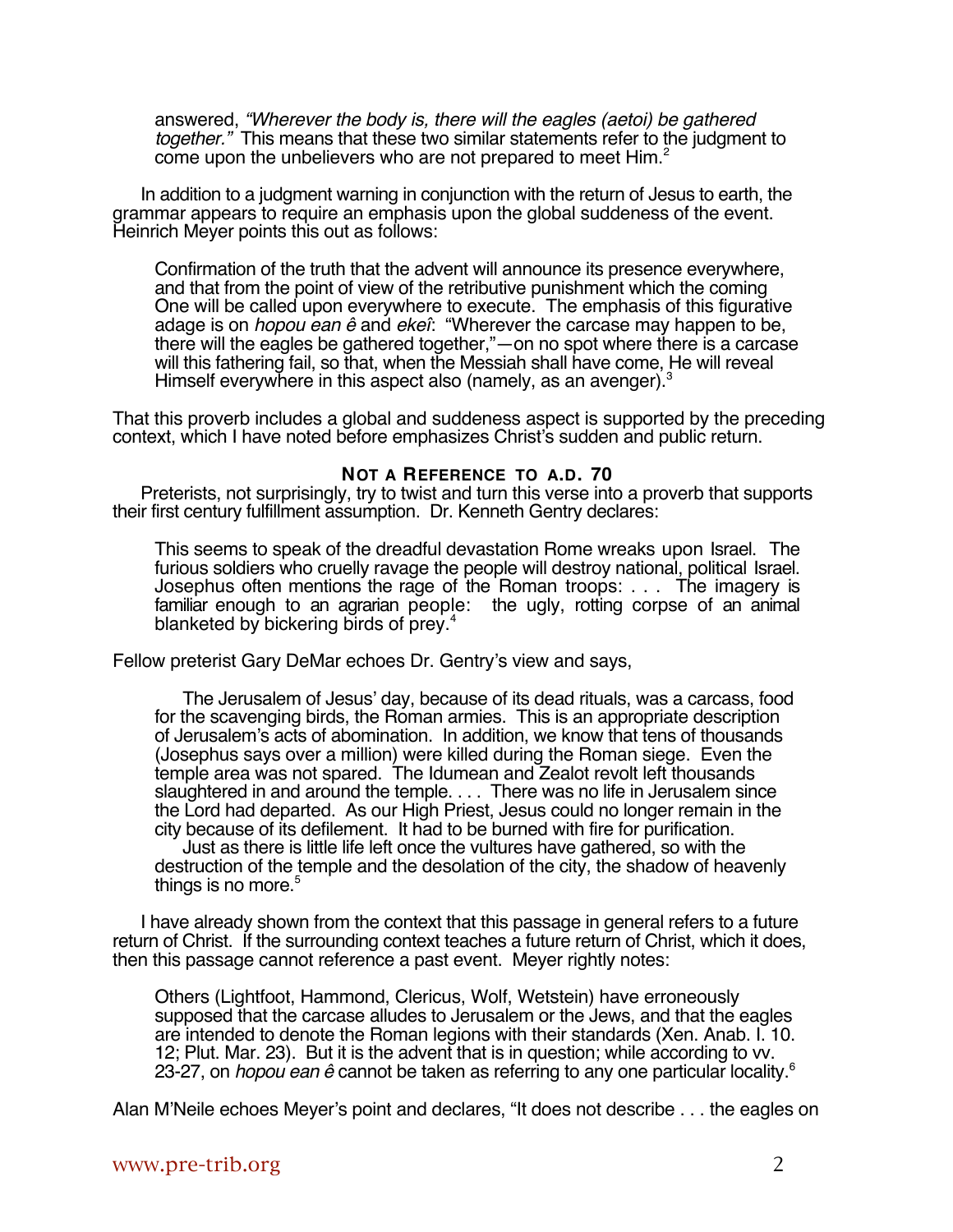answered, *"Wherever the body is, there will the eagles (aetoi) be gathered together."* This means that these two similar statements refer to the judgment to come upon the unbelievers who are not prepared to meet Him.[2]

In addition to a judgment warning in conjunction with the return of Jesus to earth, the grammar appears to require an emphasis upon the global suddeness of the event. Heinrich Meyer points this out as follows:

> Confirmation of the truth that the advent will announce its presence everywhere, and that from the point of view of the retributive punishment which the coming One will be called upon everywhere to execute. The emphasis of this figurative adage is on *hopou ean ê* and *ekeî*: "Wherever the carcase may happen to be, there will the eagles be gathered together,"—on no spot where there is a carcase will this fathering fail, so that, when the Messiah shall have come, He will reveal Himself everywhere in this aspect also (namely, as an avenger).[3]

That this proverb includes a global and suddeness aspect is supported by the preceding context, which I have noted before emphasizes Christ's sudden and public return.

### NOT A REFERENCE TO A.D. 70

Preterists, not surprisingly, try to twist and turn this verse into a proverb that supports their first century fulfillment assumption. Dr. Kenneth Gentry declares:

> This seems to speak of the dreadful devastation Rome wreaks upon Israel. The furious soldiers who cruelly ravage the people will destroy national, political Israel. Josephus often mentions the rage of the Roman troops: . . . The imagery is familiar enough to an agrarian people: the ugly, rotting corpse of an animal blanketed by bickering birds of prey.[4]

Fellow preterist Gary DeMar echoes Dr. Gentry's view and says,

> The Jerusalem of Jesus' day, because of its dead rituals, was a carcass, food for the scavenging birds, the Roman armies. This is an appropriate description of Jerusalem's acts of abomination. In addition, we know that tens of thousands (Josephus says over a million) were killed during the Roman siege. Even the temple area was not spared. The Idumean and Zealot revolt left thousands slaughtered in and around the temple. . . . There was no life in Jerusalem since the Lord had departed. As our High Priest, Jesus could no longer remain in the city because of its defilement. It had to be burned with fire for purification.
>
> Just as there is little life left once the vultures have gathered, so with the destruction of the temple and the desolation of the city, the shadow of heavenly things is no more.[5]

I have already shown from the context that this passage in general refers to a future return of Christ. If the surrounding context teaches a future return of Christ, which it does, then this passage cannot reference a past event. Meyer rightly notes:

> Others (Lightfoot, Hammond, Clericus, Wolf, Wetstein) have erroneously supposed that the carcase alludes to Jerusalem or the Jews, and that the eagles are intended to denote the Roman legions with their standards (Xen. Anab. I. 10. 12; Plut. Mar. 23). But it is the advent that is in question; while according to vv. 23-27, on *hopou ean ê* cannot be taken as referring to any one particular locality.[6]

Alan M'Neile echoes Meyer's point and declares, "It does not describe . . . the eagles on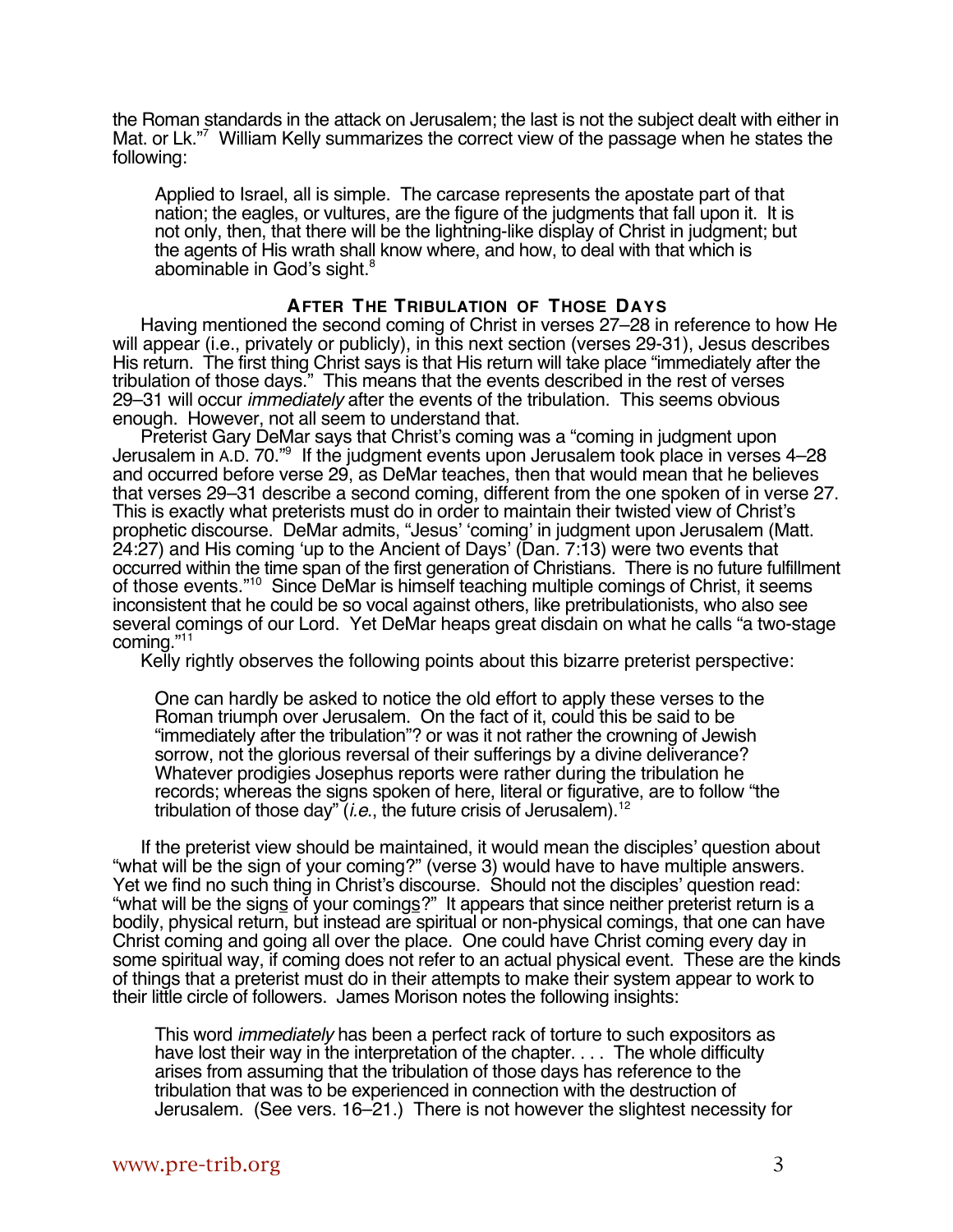the Roman standards in the attack on Jerusalem; the last is not the subject dealt with either in Mat. or Lk."[7] William Kelly summarizes the correct view of the passage when he states the following:

> Applied to Israel, all is simple. The carcase represents the apostate part of that nation; the eagles, or vultures, are the figure of the judgments that fall upon it. It is not only, then, that there will be the lightning-like display of Christ in judgment; but the agents of His wrath shall know where, and how, to deal with that which is abominable in God's sight.[8]

### AFTER THE TRIBULATION OF THOSE DAYS

Having mentioned the second coming of Christ in verses 27–28 in reference to how He will appear (i.e., privately or publicly), in this next section (verses 29-31), Jesus describes His return. The first thing Christ says is that His return will take place "immediately after the tribulation of those days." This means that the events described in the rest of verses 29–31 will occur *immediately* after the events of the tribulation. This seems obvious enough. However, not all seem to understand that.

Preterist Gary DeMar says that Christ's coming was a "coming in judgment upon Jerusalem in A.D. 70."[9] If the judgment events upon Jerusalem took place in verses 4–28 and occurred before verse 29, as DeMar teaches, then that would mean that he believes that verses 29–31 describe a second coming, different from the one spoken of in verse 27. This is exactly what preterists must do in order to maintain their twisted view of Christ's prophetic discourse. DeMar admits, "Jesus' 'coming' in judgment upon Jerusalem (Matt. 24:27) and His coming 'up to the Ancient of Days' (Dan. 7:13) were two events that occurred within the time span of the first generation of Christians. There is no future fulfillment of those events."[10] Since DeMar is himself teaching multiple comings of Christ, it seems inconsistent that he could be so vocal against others, like pretribulationists, who also see several comings of our Lord. Yet DeMar heaps great disdain on what he calls "a two-stage coming."[11]

Kelly rightly observes the following points about this bizarre preterist perspective:

> One can hardly be asked to notice the old effort to apply these verses to the Roman triumph over Jerusalem. On the fact of it, could this be said to be "immediately after the tribulation"? or was it not rather the crowning of Jewish sorrow, not the glorious reversal of their sufferings by a divine deliverance? Whatever prodigies Josephus reports were rather during the tribulation he records; whereas the signs spoken of here, literal or figurative, are to follow "the tribulation of those day" (*i.e.*, the future crisis of Jerusalem).[12]

If the preterist view should be maintained, it would mean the disciples' question about "what will be the sign of your coming?" (verse 3) would have to have multiple answers. Yet we find no such thing in Christ's discourse. Should not the disciples' question read: "what will be the sign<u>s</u> of your coming<u>s</u>?" It appears that since neither preterist return is a bodily, physical return, but instead are spiritual or non-physical comings, that one can have Christ coming and going all over the place. One could have Christ coming every day in some spiritual way, if coming does not refer to an actual physical event. These are the kinds of things that a preterist must do in their attempts to make their system appear to work to their little circle of followers. James Morison notes the following insights:

> This word *immediately* has been a perfect rack of torture to such expositors as have lost their way in the interpretation of the chapter. . . . The whole difficulty arises from assuming that the tribulation of those days has reference to the tribulation that was to be experienced in connection with the destruction of Jerusalem. (See vers. 16–21.) There is not however the slightest necessity for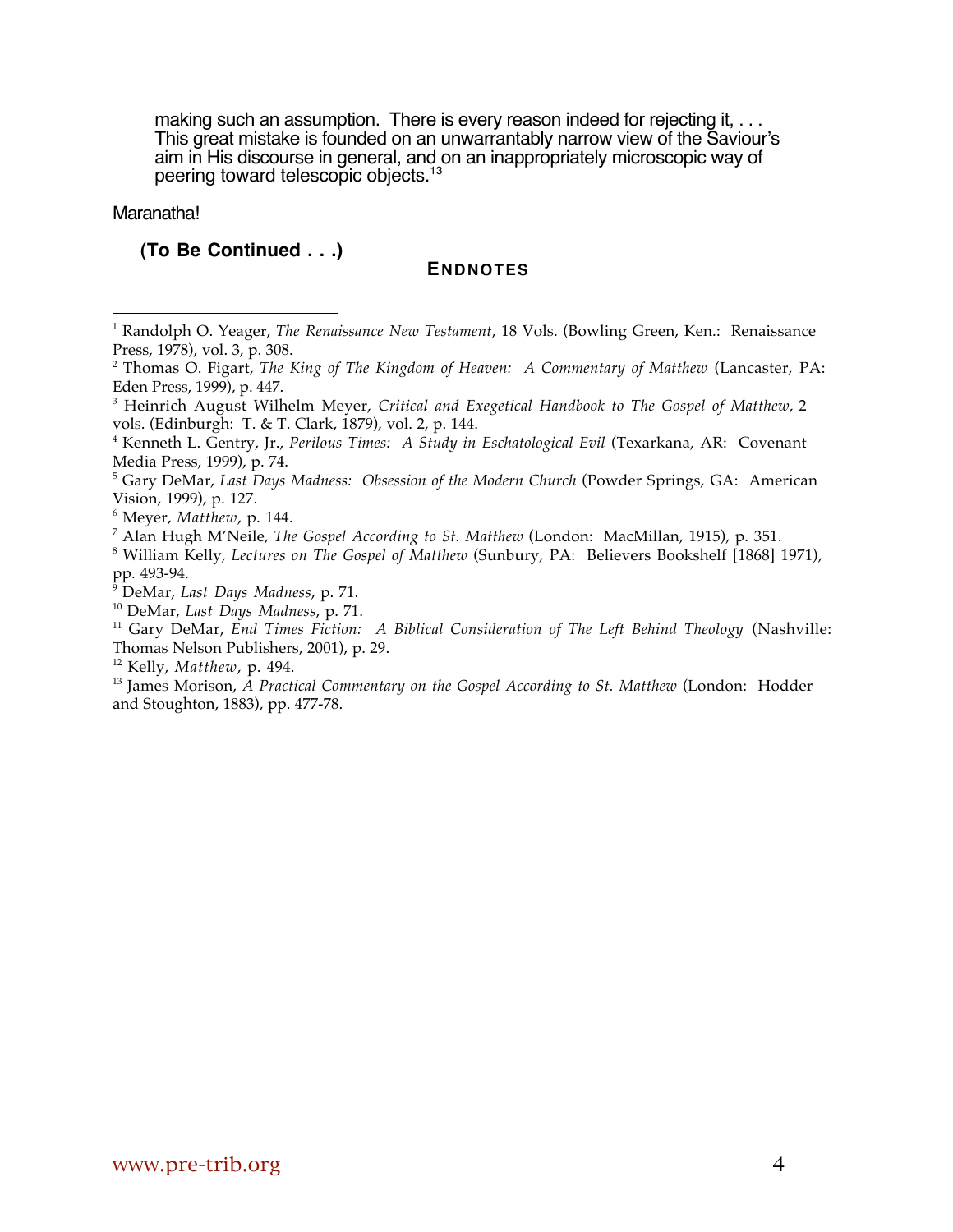> making such an assumption. There is every reason indeed for rejecting it, . . . This great mistake is founded on an unwarrantably narrow view of the Saviour's aim in His discourse in general, and on an inappropriately microscopic way of peering toward telescopic objects.[13]

Maranatha!

**(To Be Continued . . .)**

## ENDNOTES

[1] Randolph O. Yeager, *The Renaissance New Testament*, 18 Vols. (Bowling Green, Ken.: Renaissance Press, 1978), vol. 3, p. 308.

[2] Thomas O. Figart, *The King of The Kingdom of Heaven: A Commentary of Matthew* (Lancaster, PA: Eden Press, 1999), p. 447.

[3] Heinrich August Wilhelm Meyer, *Critical and Exegetical Handbook to The Gospel of Matthew*, 2 vols. (Edinburgh: T. & T. Clark, 1879), vol. 2, p. 144.

[4] Kenneth L. Gentry, Jr., *Perilous Times: A Study in Eschatological Evil* (Texarkana, AR: Covenant Media Press, 1999), p. 74.

[5] Gary DeMar, *Last Days Madness: Obsession of the Modern Church* (Powder Springs, GA: American Vision, 1999), p. 127.

[6] Meyer, *Matthew*, p. 144.

[7] Alan Hugh M'Neile, *The Gospel According to St. Matthew* (London: MacMillan, 1915), p. 351.

[8] William Kelly, *Lectures on The Gospel of Matthew* (Sunbury, PA: Believers Bookshelf [1868] 1971), pp. 493-94.

[9] DeMar, *Last Days Madness*, p. 71.

[10] DeMar, *Last Days Madness*, p. 71.

[11] Gary DeMar, *End Times Fiction: A Biblical Consideration of The Left Behind Theology* (Nashville: Thomas Nelson Publishers, 2001), p. 29.

[12] Kelly, *Matthew*, p. 494.

[13] James Morison, *A Practical Commentary on the Gospel According to St. Matthew* (London: Hodder and Stoughton, 1883), pp. 477-78.